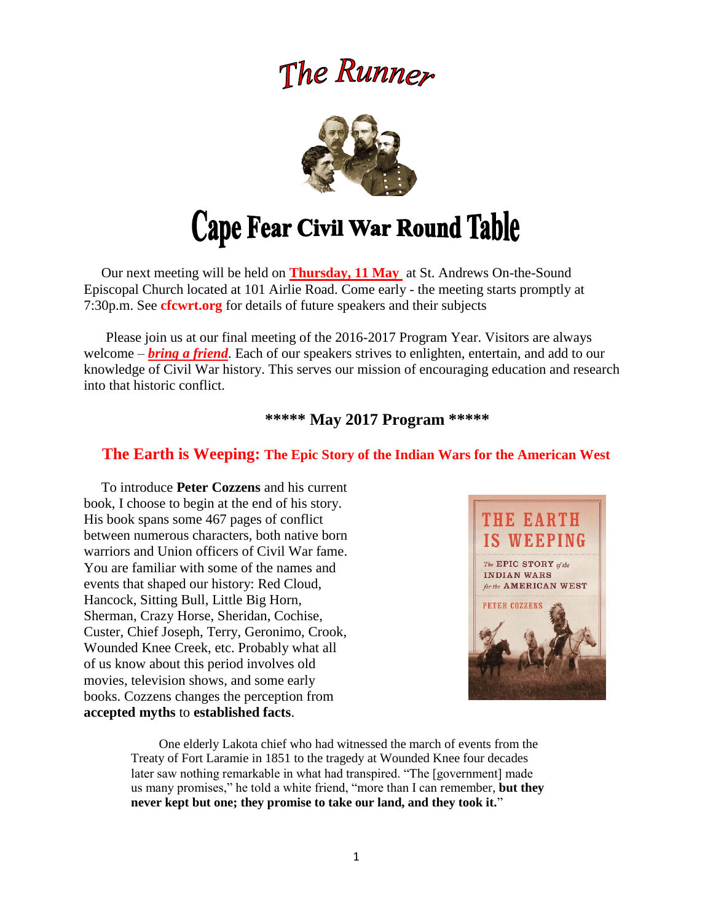# The Runner

# Cape Fear Civil War Round Table

Our next meeting will be held on **Thursday, 11 May** at St. Andrews On-the-Sound Episcopal Church located at 101 Airlie Road. Come early - the meeting starts promptly at 7:30p.m. See **cfcwrt.org** for details of future speakers and their subjects

Please join us at our final meeting of the 2016-2017 Program Year. Visitors are always welcome – ***bring a friend***. Each of our speakers strives to enlighten, entertain, and add to our knowledge of Civil War history. This serves our mission of encouraging education and research into that historic conflict.

## \*\*\*\*\* May 2017 Program \*\*\*\*\*

## The Earth is Weeping: The Epic Story of the Indian Wars for the American West

To introduce **Peter Cozzens** and his current book, I choose to begin at the end of his story. His book spans some 467 pages of conflict between numerous characters, both native born warriors and Union officers of Civil War fame. You are familiar with some of the names and events that shaped our history: Red Cloud, Hancock, Sitting Bull, Little Big Horn, Sherman, Crazy Horse, Sheridan, Cochise, Custer, Chief Joseph, Terry, Geronimo, Crook, Wounded Knee Creek, etc. Probably what all of us know about this period involves old movies, television shows, and some early books. Cozzens changes the perception from **accepted myths** to **established facts**.

> One elderly Lakota chief who had witnessed the march of events from the Treaty of Fort Laramie in 1851 to the tragedy at Wounded Knee four decades later saw nothing remarkable in what had transpired. "The [government] made us many promises," he told a white friend, "more than I can remember, **but they never kept but one; they promise to take our land, and they took it.**"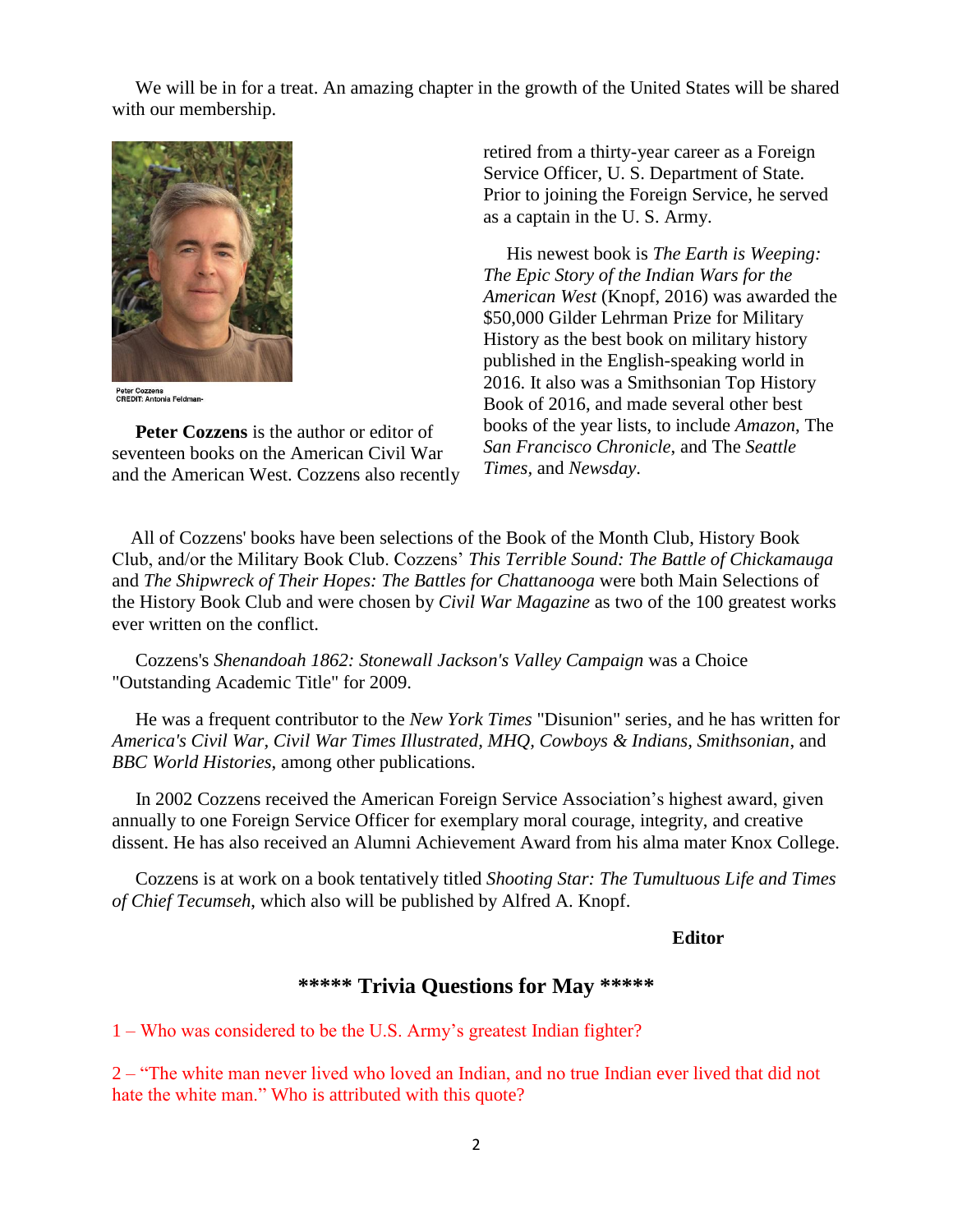We will be in for a treat. An amazing chapter in the growth of the United States will be shared with our membership.

Peter Cozzens
CREDIT: Antonia Feldman-

**Peter Cozzens** is the author or editor of seventeen books on the American Civil War and the American West. Cozzens also recently retired from a thirty-year career as a Foreign Service Officer, U. S. Department of State. Prior to joining the Foreign Service, he served as a captain in the U. S. Army.

His newest book is *The Earth is Weeping: The Epic Story of the Indian Wars for the American West* (Knopf, 2016) was awarded the $50,000 Gilder Lehrman Prize for Military History as the best book on military history published in the English-speaking world in 2016. It also was a Smithsonian Top History Book of 2016, and made several other best books of the year lists, to include *Amazon*, The *San Francisco Chronicle*, and The *Seattle Times*, and *Newsday*.

All of Cozzens' books have been selections of the Book of the Month Club, History Book Club, and/or the Military Book Club. Cozzens' *This Terrible Sound: The Battle of Chickamauga* and *The Shipwreck of Their Hopes: The Battles for Chattanooga* were both Main Selections of the History Book Club and were chosen by *Civil War Magazine* as two of the 100 greatest works ever written on the conflict.

Cozzens's *Shenandoah 1862: Stonewall Jackson's Valley Campaign* was a Choice "Outstanding Academic Title" for 2009.

He was a frequent contributor to the *New York Times* "Disunion" series, and he has written for *America's Civil War*, *Civil War Times Illustrated*, *MHQ*, *Cowboys & Indians*, *Smithsonian*, and *BBC World Histories*, among other publications.

In 2002 Cozzens received the American Foreign Service Association's highest award, given annually to one Foreign Service Officer for exemplary moral courage, integrity, and creative dissent. He has also received an Alumni Achievement Award from his alma mater Knox College.

Cozzens is at work on a book tentatively titled *Shooting Star: The Tumultuous Life and Times of Chief Tecumseh*, which also will be published by Alfred A. Knopf.

**Editor**

## ***** Trivia Questions for May *****

1 – Who was considered to be the U.S. Army's greatest Indian fighter?

2 – "The white man never lived who loved an Indian, and no true Indian ever lived that did not hate the white man." Who is attributed with this quote?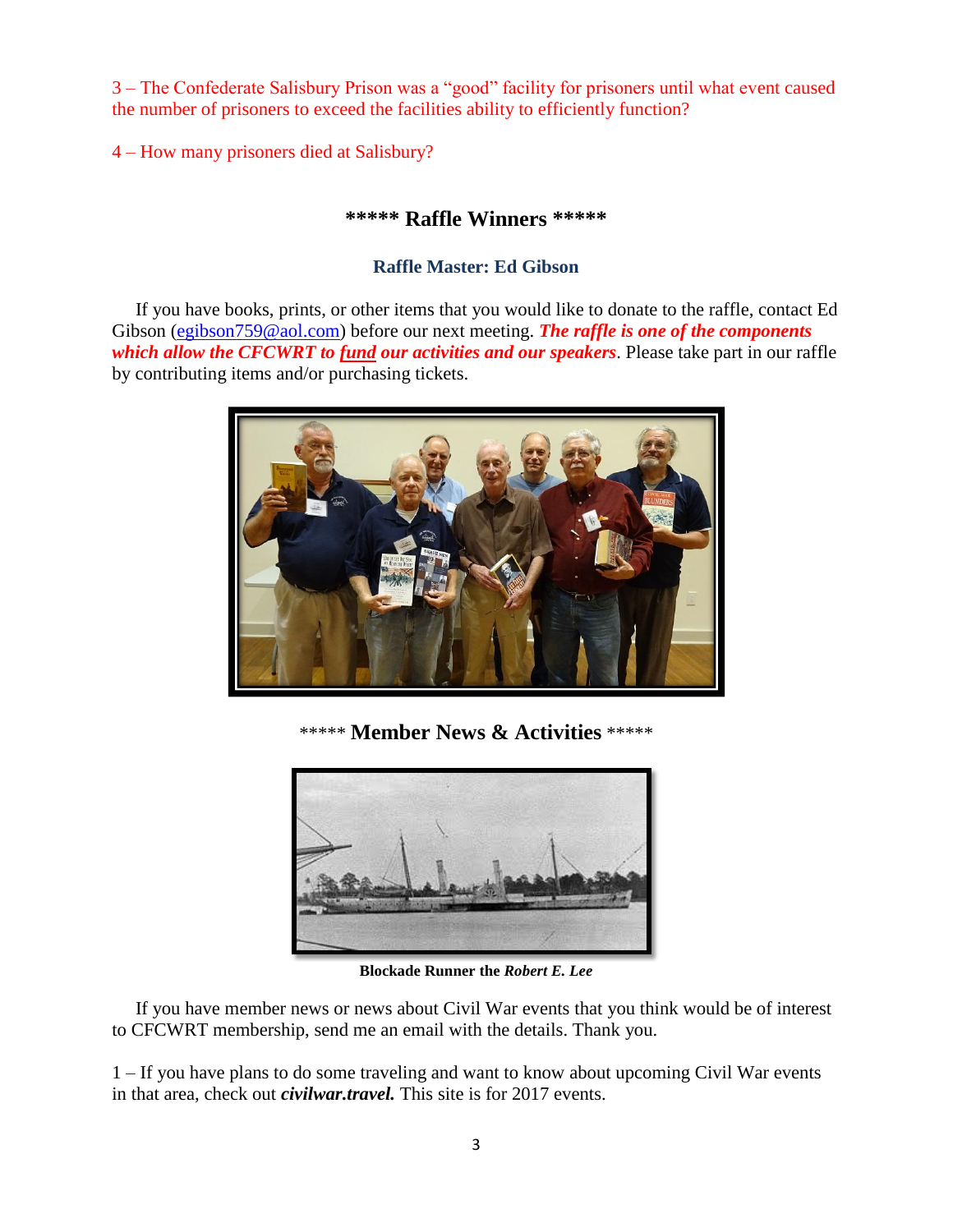3 – The Confederate Salisbury Prison was a "good" facility for prisoners until what event caused the number of prisoners to exceed the facilities ability to efficiently function?

4 – How many prisoners died at Salisbury?

## ***** Raffle Winners *****

### Raffle Master: Ed Gibson

If you have books, prints, or other items that you would like to donate to the raffle, contact Ed Gibson (egibson759@aol.com) before our next meeting. ***The raffle is one of the components which allow the CFCWRT to fund our activities and our speakers***. Please take part in our raffle by contributing items and/or purchasing tickets.

## ***** Member News & Activities *****

**Blockade Runner the *Robert E. Lee***

If you have member news or news about Civil War events that you think would be of interest to CFCWRT membership, send me an email with the details. Thank you.

1 – If you have plans to do some traveling and want to know about upcoming Civil War events in that area, check out ***civilwar.travel.*** This site is for 2017 events.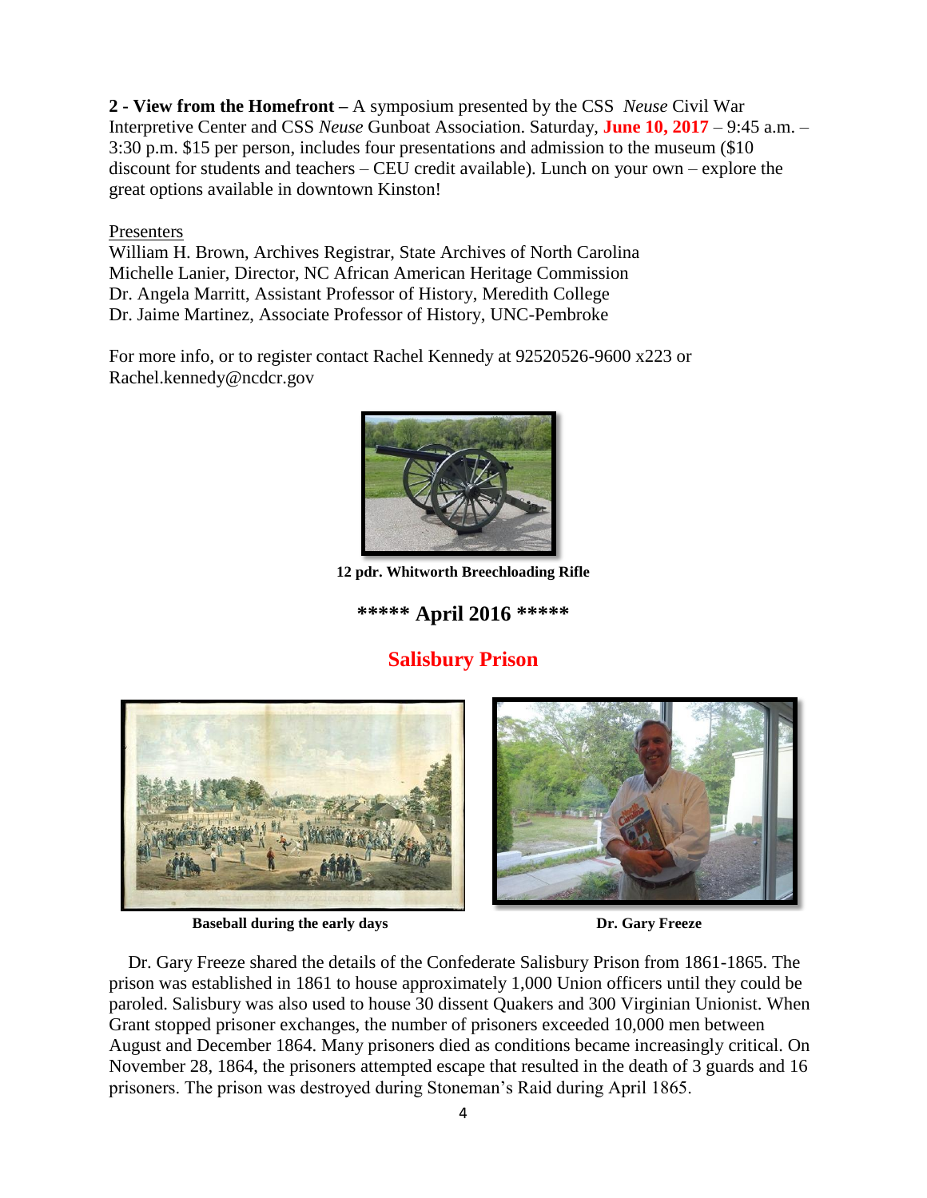**2 - View from the Homefront –** A symposium presented by the CSS *Neuse* Civil War Interpretive Center and CSS *Neuse* Gunboat Association. Saturday, **June 10, 2017** – 9:45 a.m. – 3:30 p.m. $15 per person, includes four presentations and admission to the museum ($10 discount for students and teachers – CEU credit available). Lunch on your own – explore the great options available in downtown Kinston!

Presenters

William H. Brown, Archives Registrar, State Archives of North Carolina
Michelle Lanier, Director, NC African American Heritage Commission
Dr. Angela Marritt, Assistant Professor of History, Meredith College
Dr. Jaime Martinez, Associate Professor of History, UNC-Pembroke

For more info, or to register contact Rachel Kennedy at 92520526-9600 x223 or Rachel.kennedy@ncdcr.gov

**12 pdr. Whitworth Breechloading Rifle**

## ***** April 2016 *****

## Salisbury Prison

**Baseball during the early days**

**Dr. Gary Freeze**

Dr. Gary Freeze shared the details of the Confederate Salisbury Prison from 1861-1865. The prison was established in 1861 to house approximately 1,000 Union officers until they could be paroled. Salisbury was also used to house 30 dissent Quakers and 300 Virginian Unionist. When Grant stopped prisoner exchanges, the number of prisoners exceeded 10,000 men between August and December 1864. Many prisoners died as conditions became increasingly critical. On November 28, 1864, the prisoners attempted escape that resulted in the death of 3 guards and 16 prisoners. The prison was destroyed during Stoneman's Raid during April 1865.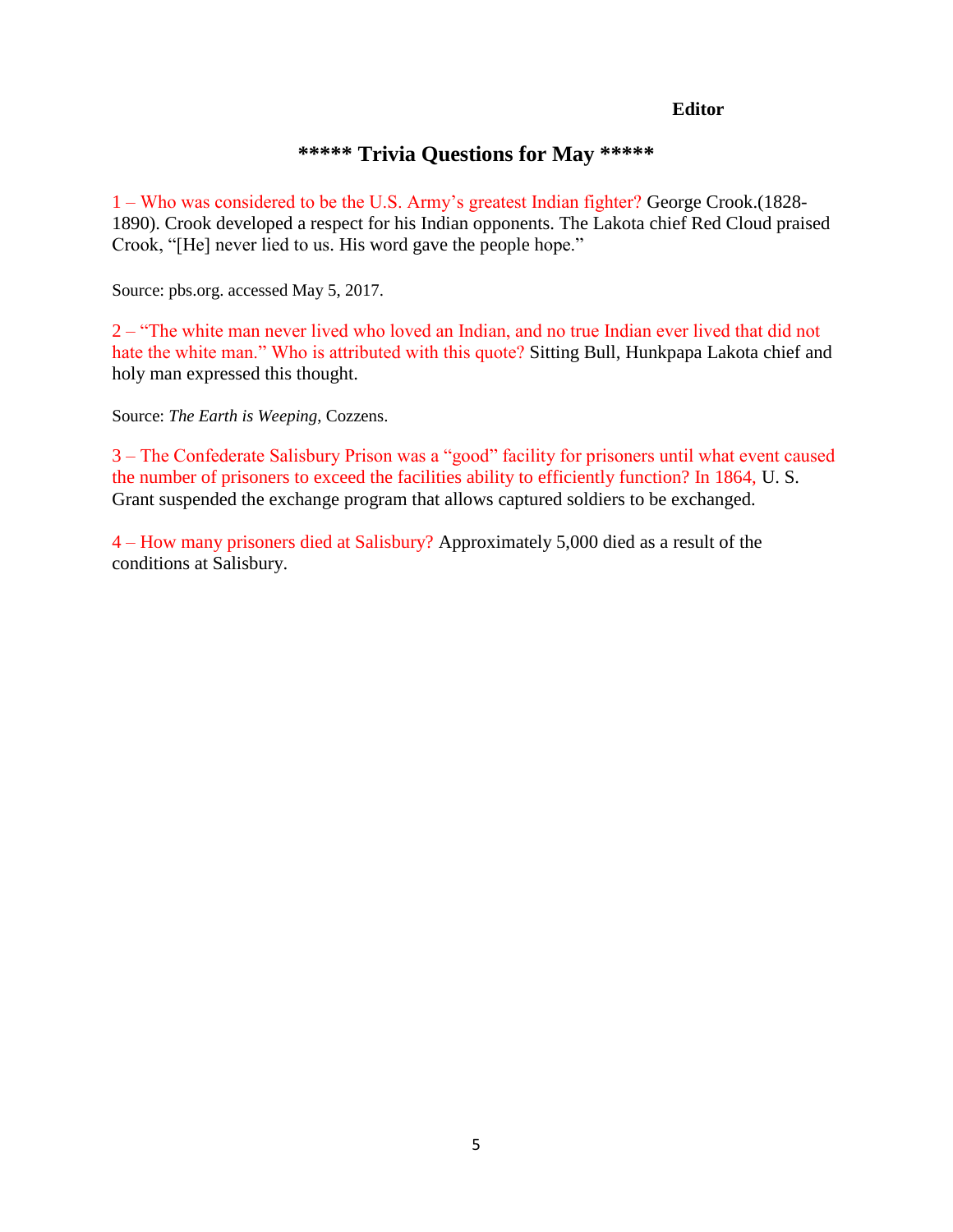**Editor**

## ***** Trivia Questions for May *****

1 – Who was considered to be the U.S. Army's greatest Indian fighter? George Crook.(1828-1890). Crook developed a respect for his Indian opponents. The Lakota chief Red Cloud praised Crook, "[He] never lied to us. His word gave the people hope."

Source: pbs.org. accessed May 5, 2017.

2 – "The white man never lived who loved an Indian, and no true Indian ever lived that did not hate the white man." Who is attributed with this quote? Sitting Bull, Hunkpapa Lakota chief and holy man expressed this thought.

Source: *The Earth is Weeping*, Cozzens.

3 – The Confederate Salisbury Prison was a "good" facility for prisoners until what event caused the number of prisoners to exceed the facilities ability to efficiently function? In 1864, U. S. Grant suspended the exchange program that allows captured soldiers to be exchanged.

4 – How many prisoners died at Salisbury? Approximately 5,000 died as a result of the conditions at Salisbury.